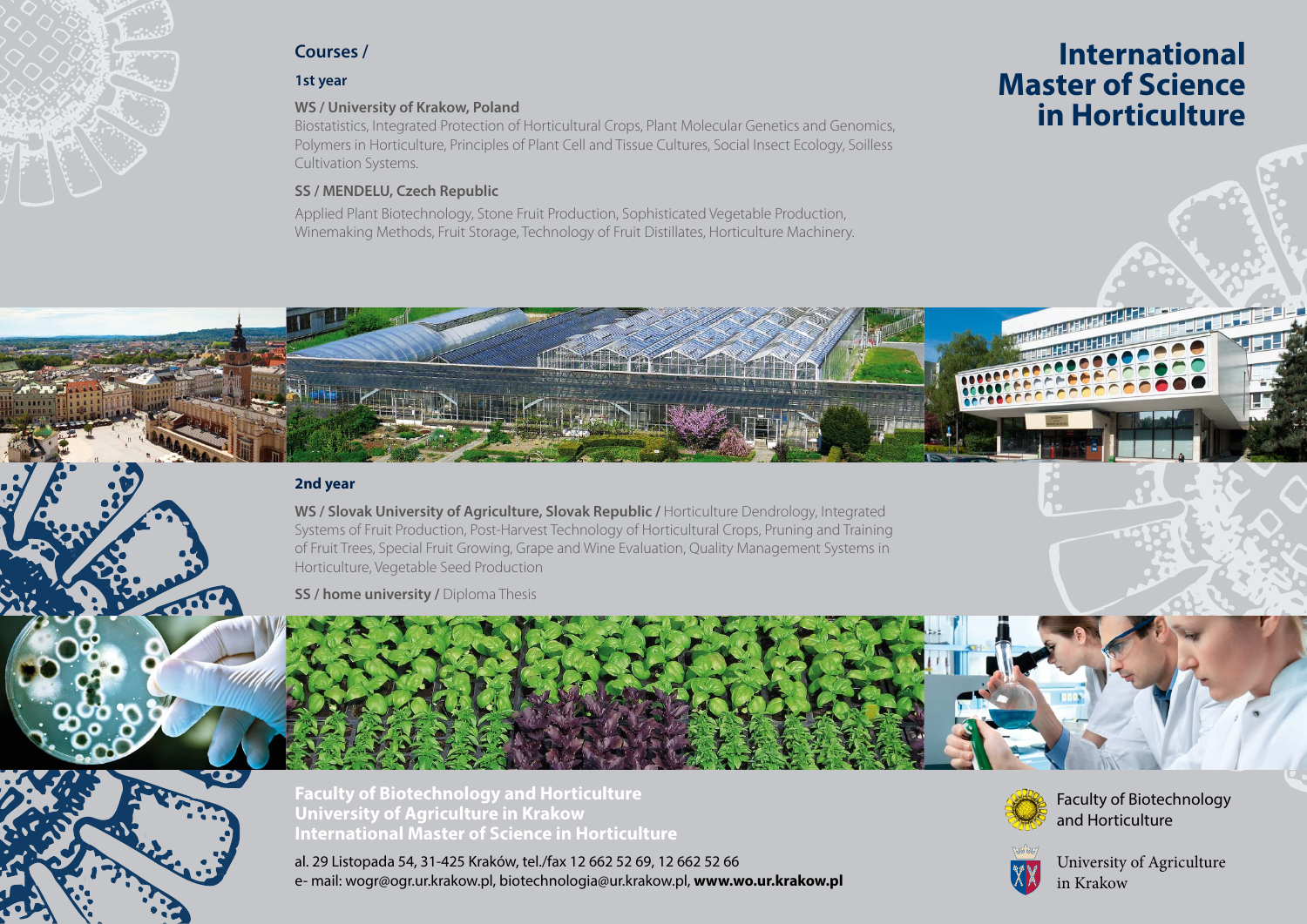# International Master of Science in Horticulture

## Courses /

### 1st year

**WS / University of Krakow, Poland**

Biostatistics, Integrated Protection of Horticultural Crops, Plant Molecular Genetics and Genomics, Polymers in Horticulture, Principles of Plant Cell and Tissue Cultures, Social Insect Ecology, Soilless Cultivation Systems.

**SS / MENDELU, Czech Republic**

Applied Plant Biotechnology, Stone Fruit Production, Sophisticated Vegetable Production, Winemaking Methods, Fruit Storage, Technology of Fruit Distillates, Horticulture Machinery.

### 2nd year

**WS / Slovak University of Agriculture, Slovak Republic /** Horticulture Dendrology, Integrated Systems of Fruit Production, Post-Harvest Technology of Horticultural Crops, Pruning and Training of Fruit Trees, Special Fruit Growing, Grape and Wine Evaluation, Quality Management Systems in Horticulture, Vegetable Seed Production

**SS / home university /** Diploma Thesis

**Faculty of Biotechnology and Horticulture**
**University of Agriculture in Krakow**
**International Master of Science in Horticulture**

al. 29 Listopada 54, 31-425 Kraków, tel./fax 12 662 52 69, 12 662 52 66
e- mail: wogr@ogr.ur.krakow.pl, biotechnologia@ur.krakow.pl, **www.wo.ur.krakow.pl**

Faculty of Biotechnology and Horticulture

University of Agriculture in Krakow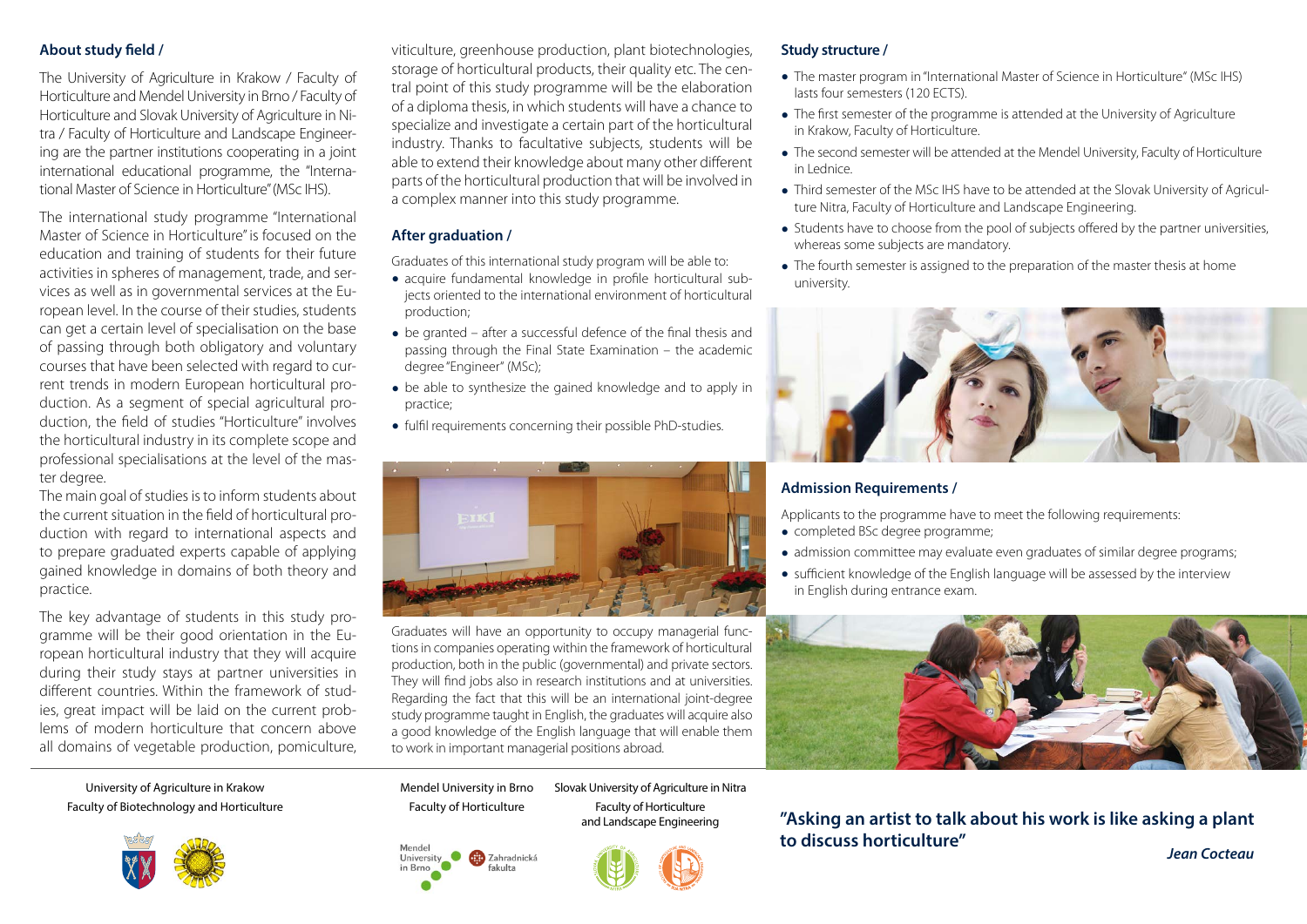## About study field /

The University of Agriculture in Krakow / Faculty of Horticulture and Mendel University in Brno / Faculty of Horticulture and Slovak University of Agriculture in Nitra / Faculty of Horticulture and Landscape Engineering are the partner institutions cooperating in a joint international educational programme, the "International Master of Science in Horticulture" (MSc IHS).

The international study programme "International Master of Science in Horticulture" is focused on the education and training of students for their future activities in spheres of management, trade, and services as well as in governmental services at the European level. In the course of their studies, students can get a certain level of specialisation on the base of passing through both obligatory and voluntary courses that have been selected with regard to current trends in modern European horticultural production. As a segment of special agricultural production, the field of studies "Horticulture" involves the horticultural industry in its complete scope and professional specialisations at the level of the master degree.

The main goal of studies is to inform students about the current situation in the field of horticultural production with regard to international aspects and to prepare graduated experts capable of applying gained knowledge in domains of both theory and practice.

The key advantage of students in this study programme will be their good orientation in the European horticultural industry that they will acquire during their study stays at partner universities in different countries. Within the framework of studies, great impact will be laid on the current problems of modern horticulture that concern above all domains of vegetable production, pomiculture, viticulture, greenhouse production, plant biotechnologies, storage of horticultural products, their quality etc. The central point of this study programme will be the elaboration of a diploma thesis, in which students will have a chance to specialize and investigate a certain part of the horticultural industry. Thanks to facultative subjects, students will be able to extend their knowledge about many other different parts of the horticultural production that will be involved in a complex manner into this study programme.

## After graduation /

Graduates of this international study program will be able to:

- acquire fundamental knowledge in profile horticultural subjects oriented to the international environment of horticultural production;
- be granted – after a successful defence of the final thesis and passing through the Final State Examination – the academic degree "Engineer" (MSc);
- be able to synthesize the gained knowledge and to apply in practice;
- fulfil requirements concerning their possible PhD-studies.

Graduates will have an opportunity to occupy managerial functions in companies operating within the framework of horticultural production, both in the public (governmental) and private sectors. They will find jobs also in research institutions and at universities. Regarding the fact that this will be an international joint-degree study programme taught in English, the graduates will acquire also a good knowledge of the English language that will enable them to work in important managerial positions abroad.

## Study structure /

- The master program in "International Master of Science in Horticulture" (MSc IHS) lasts four semesters (120 ECTS).
- The first semester of the programme is attended at the University of Agriculture in Krakow, Faculty of Horticulture.
- The second semester will be attended at the Mendel University, Faculty of Horticulture in Lednice.
- Third semester of the MSc IHS have to be attended at the Slovak University of Agriculture Nitra, Faculty of Horticulture and Landscape Engineering.
- Students have to choose from the pool of subjects offered by the partner universities, whereas some subjects are mandatory.
- The fourth semester is assigned to the preparation of the master thesis at home university.

## Admission Requirements /

Applicants to the programme have to meet the following requirements:

- completed BSc degree programme;
- admission committee may evaluate even graduates of similar degree programs;
- sufficient knowledge of the English language will be assessed by the interview in English during entrance exam.

University of Agriculture in Krakow
Faculty of Biotechnology and Horticulture

Mendel University in Brno
Faculty of Horticulture

Slovak University of Agriculture in Nitra
Faculty of Horticulture
and Landscape Engineering

**"Asking an artist to talk about his work is like asking a plant to discuss horticulture"**

***Jean Cocteau***